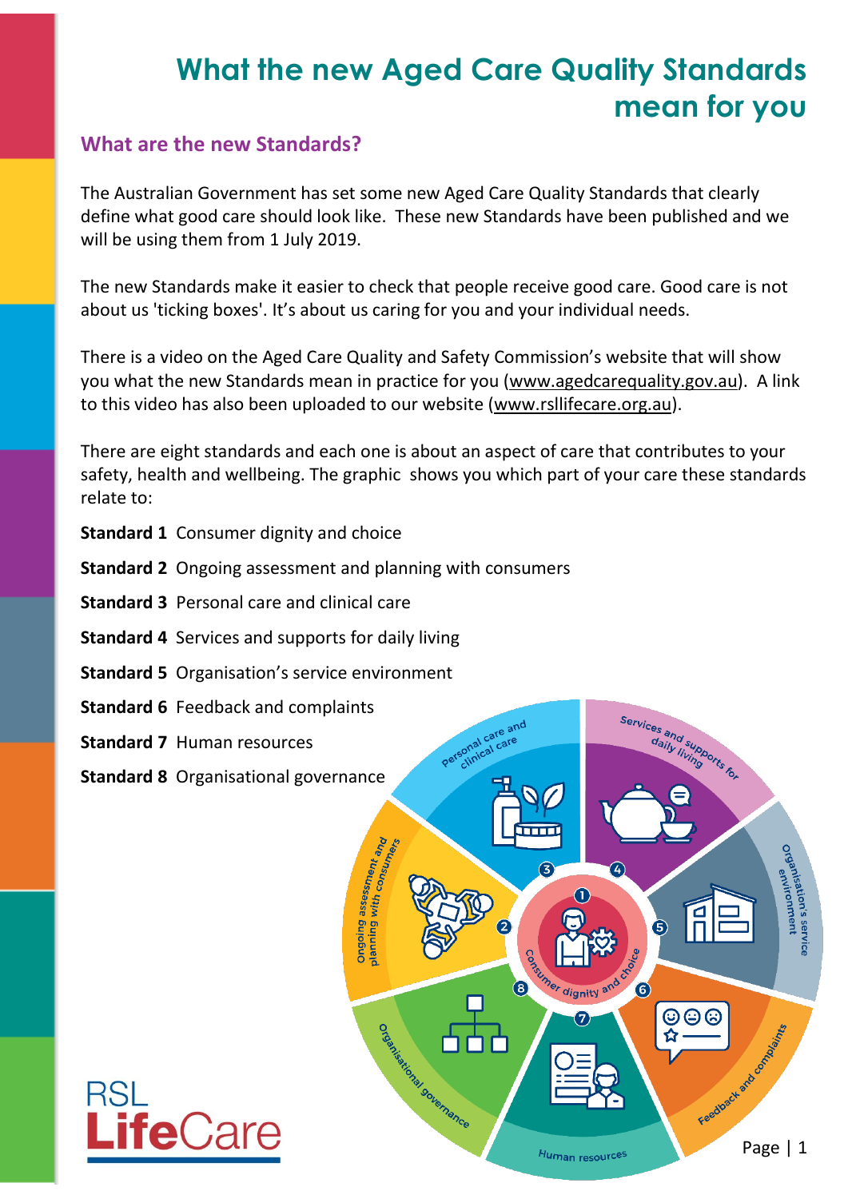# What the new Aged Care Quality Standards mean for you

## What are the new Standards?

The Australian Government has set some new Aged Care Quality Standards that clearly define what good care should look like. These new Standards have been published and we will be using them from 1 July 2019.

The new Standards make it easier to check that people receive good care. Good care is not about us 'ticking boxes'. It's about us caring for you and your individual needs.

There is a video on the Aged Care Quality and Safety Commission's website that will show you what the new Standards mean in practice for you (www.agedcarequality.gov.au). A link to this video has also been uploaded to our website (www.rsllifecare.org.au).

There are eight standards and each one is about an aspect of care that contributes to your safety, health and wellbeing. The graphic shows you which part of your care these standards relate to:

**Standard 1** Consumer dignity and choice

**Standard 2** Ongoing assessment and planning with consumers

**Standard 3** Personal care and clinical care

**Standard 4** Services and supports for daily living

**Standard 5** Organisation's service environment

**Standard 6** Feedback and complaints

**Standard 7** Human resources

**Standard 8** Organisational governance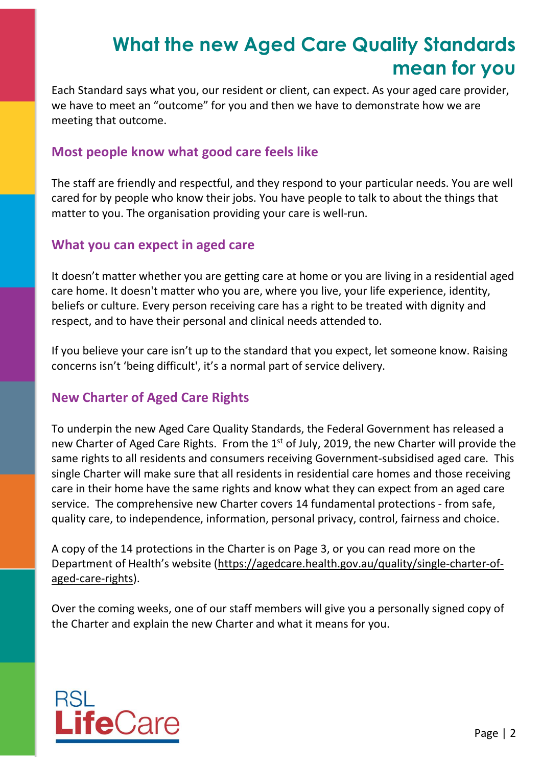# What the new Aged Care Quality Standards mean for you

Each Standard says what you, our resident or client, can expect. As your aged care provider, we have to meet an "outcome" for you and then we have to demonstrate how we are meeting that outcome.

## Most people know what good care feels like

The staff are friendly and respectful, and they respond to your particular needs. You are well cared for by people who know their jobs. You have people to talk to about the things that matter to you. The organisation providing your care is well-run.

## What you can expect in aged care

It doesn't matter whether you are getting care at home or you are living in a residential aged care home. It doesn't matter who you are, where you live, your life experience, identity, beliefs or culture. Every person receiving care has a right to be treated with dignity and respect, and to have their personal and clinical needs attended to.

If you believe your care isn't up to the standard that you expect, let someone know. Raising concerns isn't 'being difficult', it's a normal part of service delivery.

## New Charter of Aged Care Rights

To underpin the new Aged Care Quality Standards, the Federal Government has released a new Charter of Aged Care Rights. From the 1st of July, 2019, the new Charter will provide the same rights to all residents and consumers receiving Government-subsidised aged care. This single Charter will make sure that all residents in residential care homes and those receiving care in their home have the same rights and know what they can expect from an aged care service. The comprehensive new Charter covers 14 fundamental protections - from safe, quality care, to independence, information, personal privacy, control, fairness and choice.

A copy of the 14 protections in the Charter is on Page 3, or you can read more on the Department of Health's website (https://agedcare.health.gov.au/quality/single-charter-of-aged-care-rights).

Over the coming weeks, one of our staff members will give you a personally signed copy of the Charter and explain the new Charter and what it means for you.

RSL LifeCare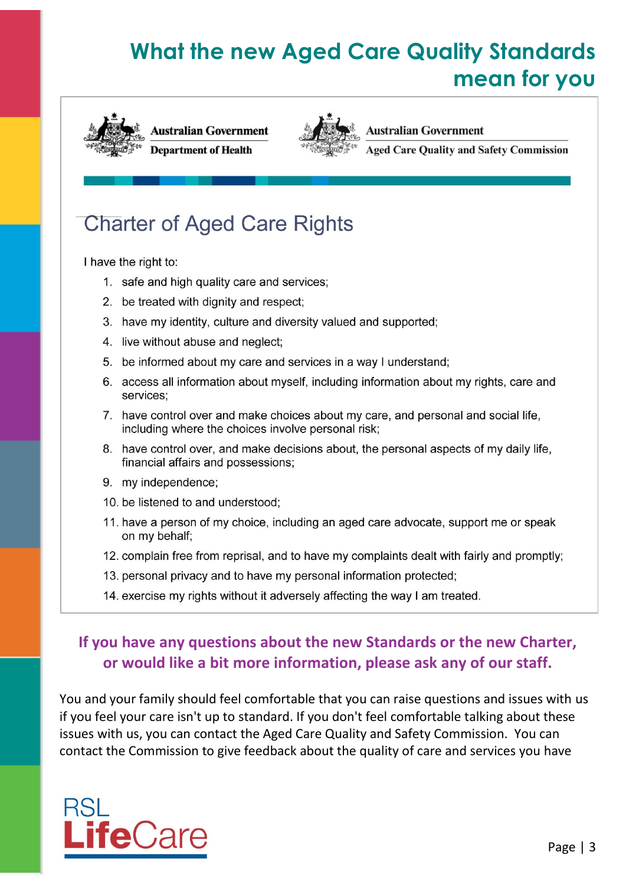# What the new Aged Care Quality Standards mean for you

Australian Government
Department of Health

Australian Government
Aged Care Quality and Safety Commission

## Charter of Aged Care Rights

I have the right to:

1. safe and high quality care and services;
2. be treated with dignity and respect;
3. have my identity, culture and diversity valued and supported;
4. live without abuse and neglect;
5. be informed about my care and services in a way I understand;
6. access all information about myself, including information about my rights, care and services;
7. have control over and make choices about my care, and personal and social life, including where the choices involve personal risk;
8. have control over, and make decisions about, the personal aspects of my daily life, financial affairs and possessions;
9. my independence;
10. be listened to and understood;
11. have a person of my choice, including an aged care advocate, support me or speak on my behalf;
12. complain free from reprisal, and to have my complaints dealt with fairly and promptly;
13. personal privacy and to have my personal information protected;
14. exercise my rights without it adversely affecting the way I am treated.

**If you have any questions about the new Standards or the new Charter, or would like a bit more information, please ask any of our staff.**

You and your family should feel comfortable that you can raise questions and issues with us if you feel your care isn't up to standard. If you don't feel comfortable talking about these issues with us, you can contact the Aged Care Quality and Safety Commission. You can contact the Commission to give feedback about the quality of care and services you have

RSL LifeCare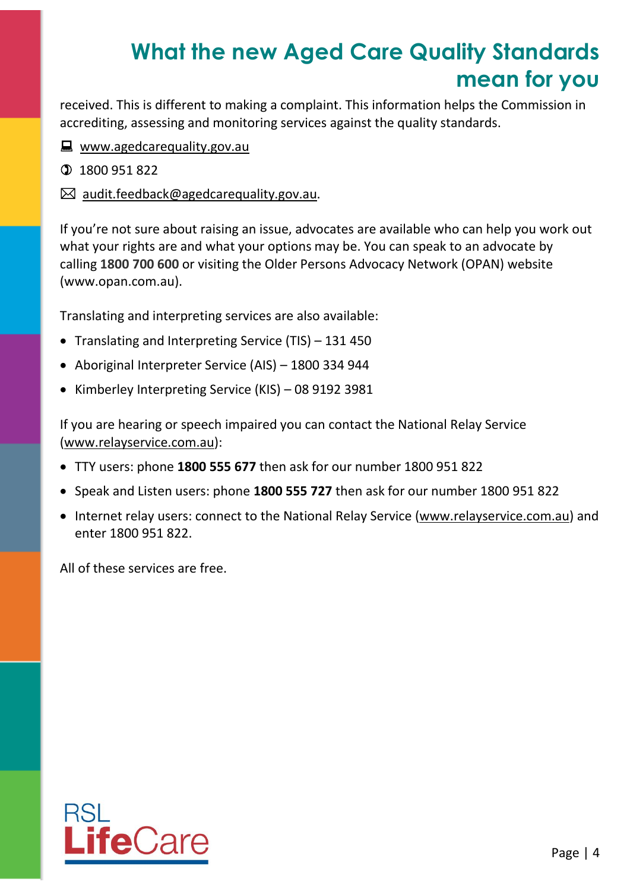received. This is different to making a complaint. This information helps the Commission in accrediting, assessing and monitoring services against the quality standards.

- www.agedcarequality.gov.au
- 1800 951 822
- audit.feedback@agedcarequality.gov.au.

If you're not sure about raising an issue, advocates are available who can help you work out what your rights are and what your options may be. You can speak to an advocate by calling **1800 700 600** or visiting the Older Persons Advocacy Network (OPAN) website (www.opan.com.au).

Translating and interpreting services are also available:

- Translating and Interpreting Service (TIS) – 131 450
- Aboriginal Interpreter Service (AIS) – 1800 334 944
- Kimberley Interpreting Service (KIS) – 08 9192 3981

If you are hearing or speech impaired you can contact the National Relay Service (www.relayservice.com.au):

- TTY users: phone **1800 555 677** then ask for our number 1800 951 822
- Speak and Listen users: phone **1800 555 727** then ask for our number 1800 951 822
- Internet relay users: connect to the National Relay Service (www.relayservice.com.au) and enter 1800 951 822.

All of these services are free.